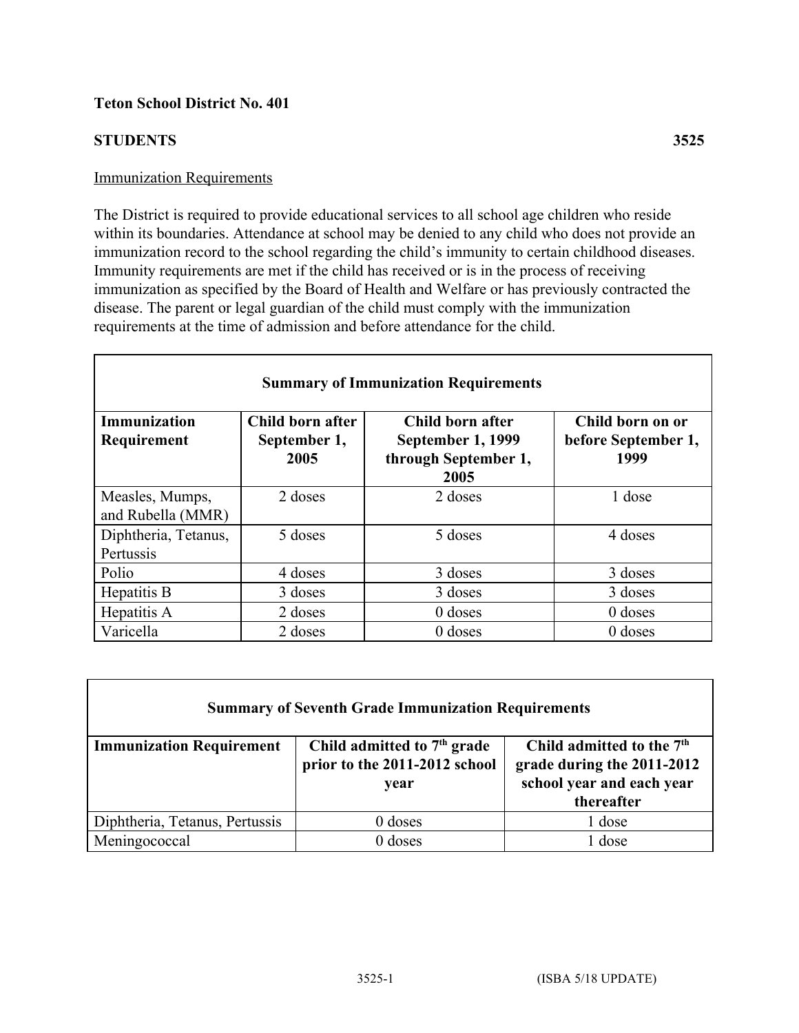**Teton School District No. 401**

**STUDENTS** **3525**

Immunization Requirements

The District is required to provide educational services to all school age children who reside within its boundaries. Attendance at school may be denied to any child who does not provide an immunization record to the school regarding the child's immunity to certain childhood diseases. Immunity requirements are met if the child has received or is in the process of receiving immunization as specified by the Board of Health and Welfare or has previously contracted the disease. The parent or legal guardian of the child must comply with the immunization requirements at the time of admission and before attendance for the child.

| **Summary of Immunization Requirements** | | | |
|---|---|---|---|
| **Immunization Requirement** | **Child born after September 1, 2005** | **Child born after September 1, 1999 through September 1, 2005** | **Child born on or before September 1, 1999** |
| Measles, Mumps, and Rubella (MMR) | 2 doses | 2 doses | 1 dose |
| Diphtheria, Tetanus, Pertussis | 5 doses | 5 doses | 4 doses |
| Polio | 4 doses | 3 doses | 3 doses |
| Hepatitis B | 3 doses | 3 doses | 3 doses |
| Hepatitis A | 2 doses | 0 doses | 0 doses |
| Varicella | 2 doses | 0 doses | 0 doses |

| **Summary of Seventh Grade Immunization Requirements** | | |
|---|---|---|
| **Immunization Requirement** | **Child admitted to 7th grade prior to the 2011-2012 school year** | **Child admitted to the 7th grade during the 2011-2012 school year and each year thereafter** |
| Diphtheria, Tetanus, Pertussis | 0 doses | 1 dose |
| Meningococcal | 0 doses | 1 dose |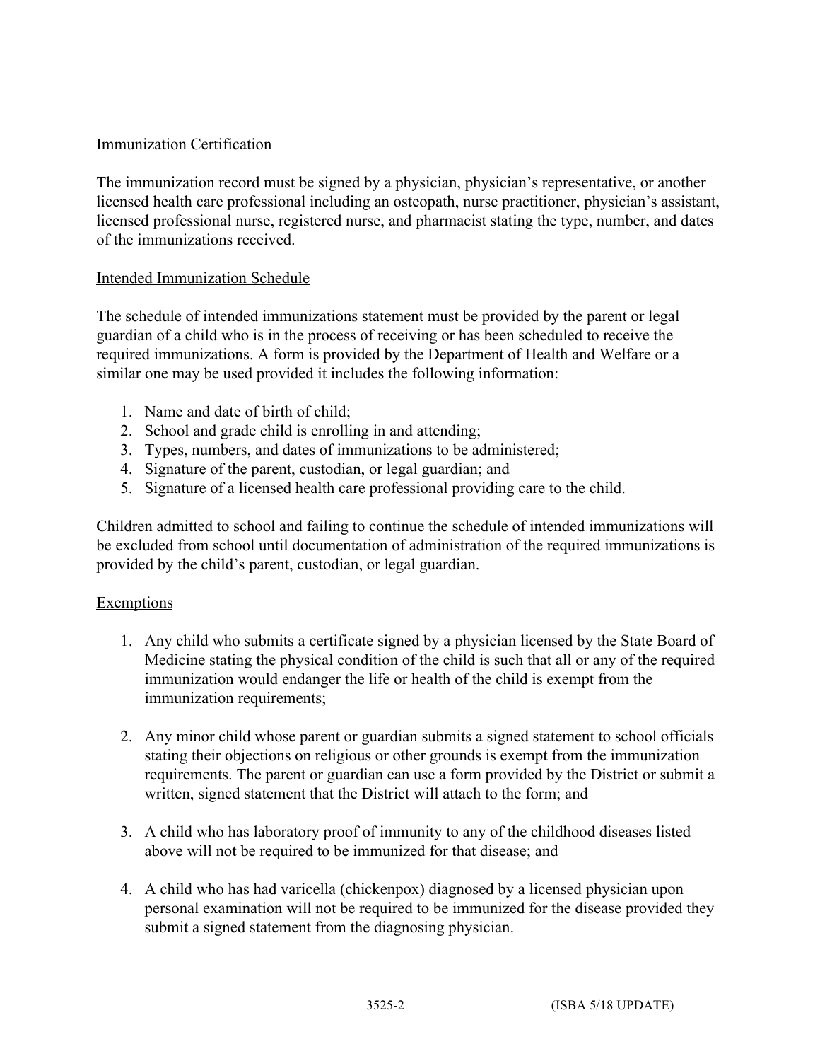Immunization Certification

The immunization record must be signed by a physician, physician's representative, or another licensed health care professional including an osteopath, nurse practitioner, physician's assistant, licensed professional nurse, registered nurse, and pharmacist stating the type, number, and dates of the immunizations received.

Intended Immunization Schedule

The schedule of intended immunizations statement must be provided by the parent or legal guardian of a child who is in the process of receiving or has been scheduled to receive the required immunizations. A form is provided by the Department of Health and Welfare or a similar one may be used provided it includes the following information:

1. Name and date of birth of child;
2. School and grade child is enrolling in and attending;
3. Types, numbers, and dates of immunizations to be administered;
4. Signature of the parent, custodian, or legal guardian; and
5. Signature of a licensed health care professional providing care to the child.

Children admitted to school and failing to continue the schedule of intended immunizations will be excluded from school until documentation of administration of the required immunizations is provided by the child's parent, custodian, or legal guardian.

Exemptions

1. Any child who submits a certificate signed by a physician licensed by the State Board of Medicine stating the physical condition of the child is such that all or any of the required immunization would endanger the life or health of the child is exempt from the immunization requirements;

2. Any minor child whose parent or guardian submits a signed statement to school officials stating their objections on religious or other grounds is exempt from the immunization requirements. The parent or guardian can use a form provided by the District or submit a written, signed statement that the District will attach to the form; and

3. A child who has laboratory proof of immunity to any of the childhood diseases listed above will not be required to be immunized for that disease; and

4. A child who has had varicella (chickenpox) diagnosed by a licensed physician upon personal examination will not be required to be immunized for the disease provided they submit a signed statement from the diagnosing physician.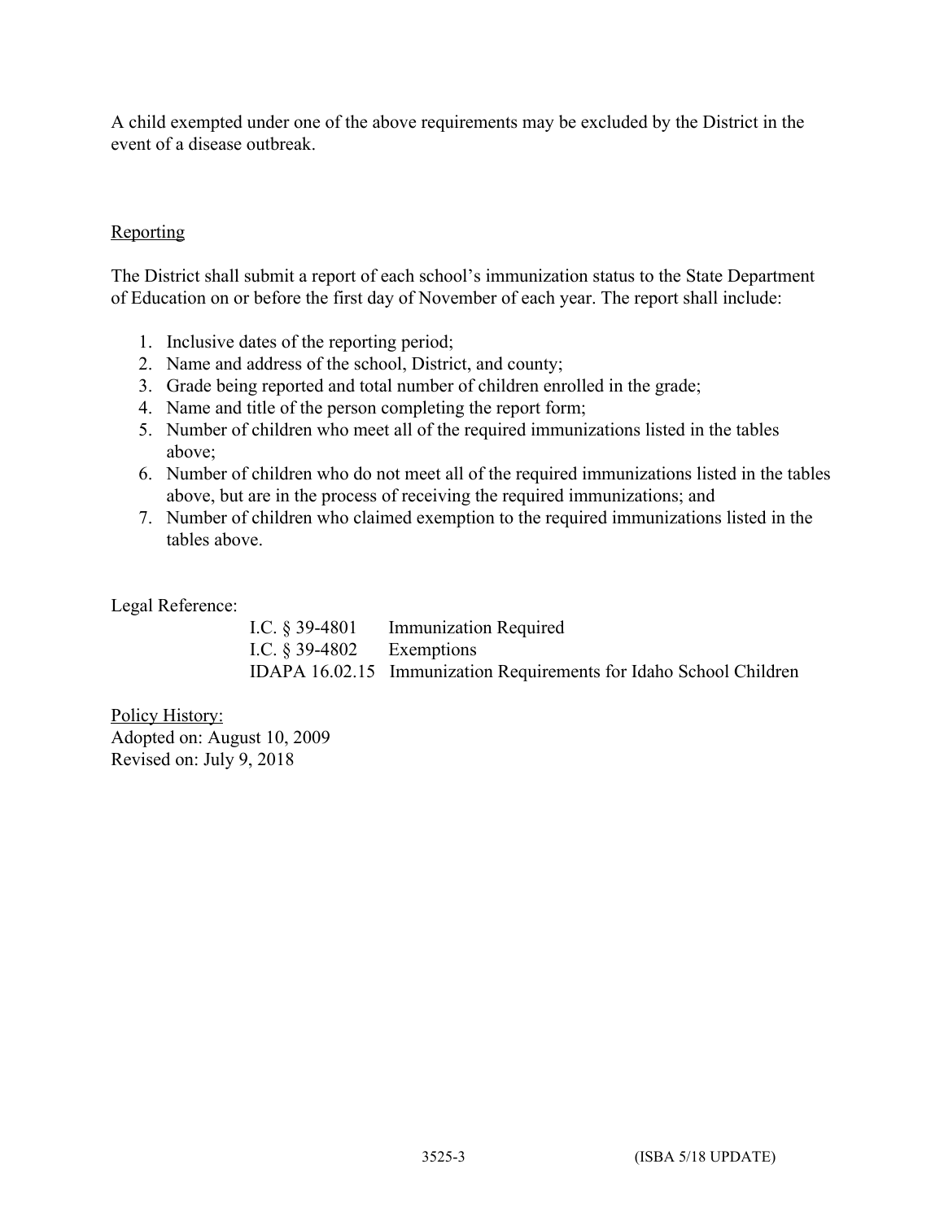A child exempted under one of the above requirements may be excluded by the District in the event of a disease outbreak.

## Reporting

The District shall submit a report of each school's immunization status to the State Department of Education on or before the first day of November of each year. The report shall include:

1. Inclusive dates of the reporting period;
2. Name and address of the school, District, and county;
3. Grade being reported and total number of children enrolled in the grade;
4. Name and title of the person completing the report form;
5. Number of children who meet all of the required immunizations listed in the tables above;
6. Number of children who do not meet all of the required immunizations listed in the tables above, but are in the process of receiving the required immunizations; and
7. Number of children who claimed exemption to the required immunizations listed in the tables above.

Legal Reference:

| | |
|---|---|
| I.C. § 39-4801 | Immunization Required |
| I.C. § 39-4802 | Exemptions |
| IDAPA 16.02.15 | Immunization Requirements for Idaho School Children |

Policy History:
Adopted on: August 10, 2009
Revised on: July 9, 2018

3525-3 (ISBA 5/18 UPDATE)